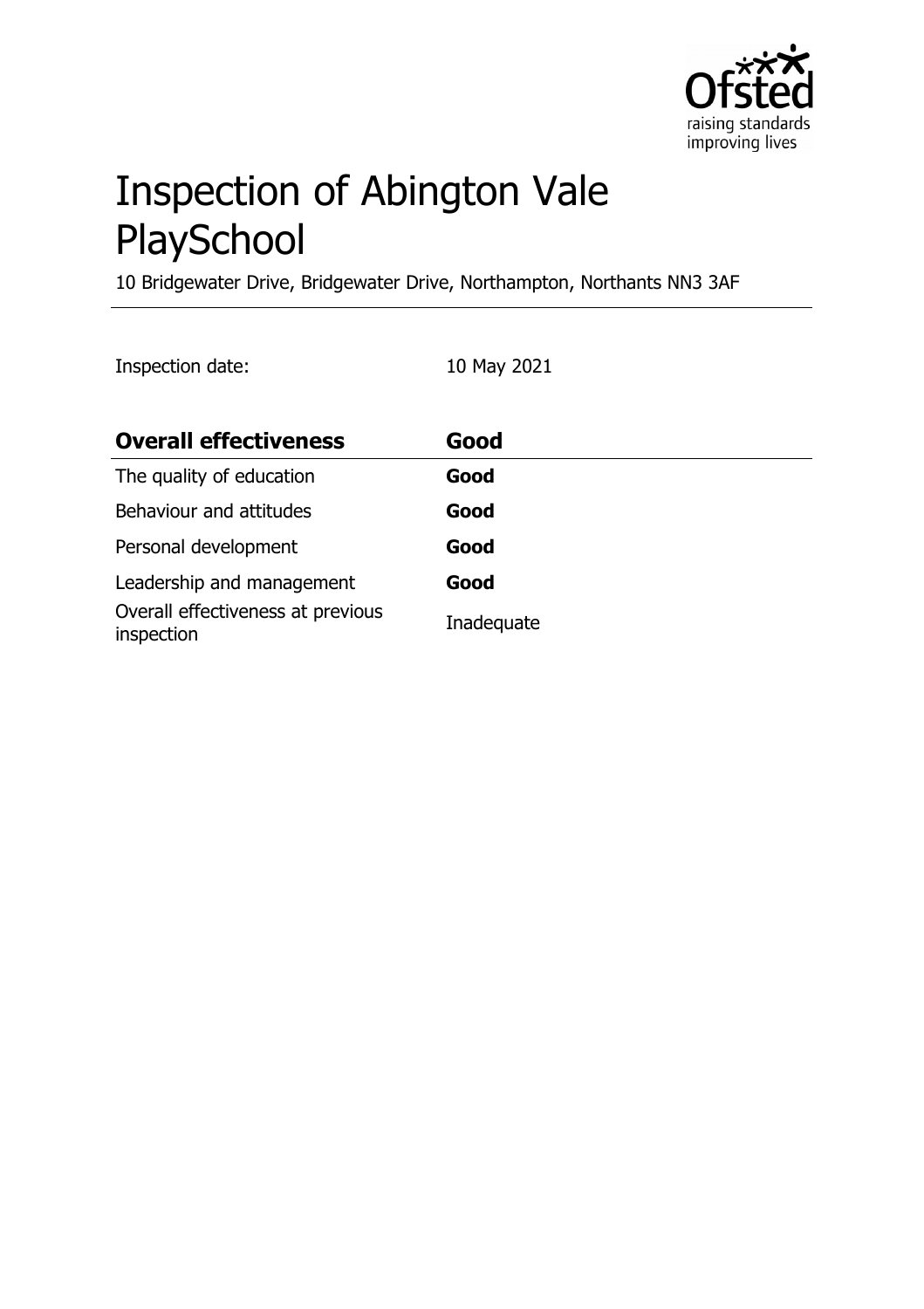# Inspection of Abington Vale PlaySchool

10 Bridgewater Drive, Bridgewater Drive, Northampton, Northants NN3 3AF

Inspection date: 10 May 2021

| **Overall effectiveness** | **Good** |
| --- | --- |
| The quality of education | **Good** |
| Behaviour and attitudes | **Good** |
| Personal development | **Good** |
| Leadership and management | **Good** |
| Overall effectiveness at previous inspection | Inadequate |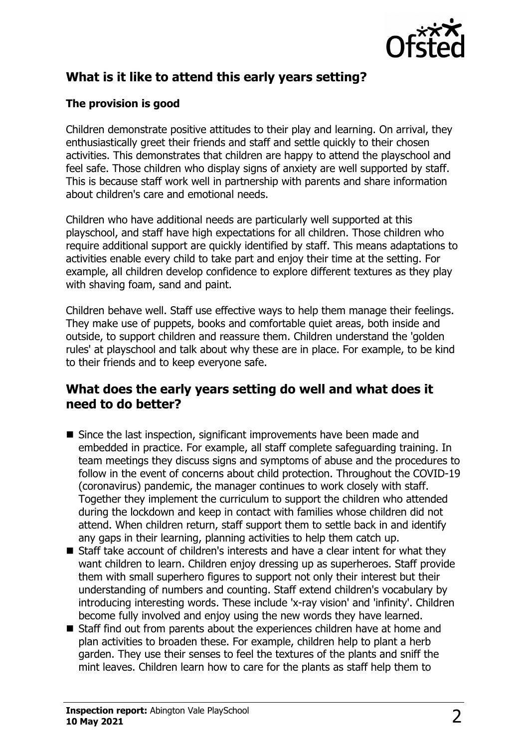## What is it like to attend this early years setting?

### The provision is good

Children demonstrate positive attitudes to their play and learning. On arrival, they enthusiastically greet their friends and staff and settle quickly to their chosen activities. This demonstrates that children are happy to attend the playschool and feel safe. Those children who display signs of anxiety are well supported by staff. This is because staff work well in partnership with parents and share information about children's care and emotional needs.

Children who have additional needs are particularly well supported at this playschool, and staff have high expectations for all children. Those children who require additional support are quickly identified by staff. This means adaptations to activities enable every child to take part and enjoy their time at the setting. For example, all children develop confidence to explore different textures as they play with shaving foam, sand and paint.

Children behave well. Staff use effective ways to help them manage their feelings. They make use of puppets, books and comfortable quiet areas, both inside and outside, to support children and reassure them. Children understand the 'golden rules' at playschool and talk about why these are in place. For example, to be kind to their friends and to keep everyone safe.

## What does the early years setting do well and what does it need to do better?

- Since the last inspection, significant improvements have been made and embedded in practice. For example, all staff complete safeguarding training. In team meetings they discuss signs and symptoms of abuse and the procedures to follow in the event of concerns about child protection. Throughout the COVID-19 (coronavirus) pandemic, the manager continues to work closely with staff. Together they implement the curriculum to support the children who attended during the lockdown and keep in contact with families whose children did not attend. When children return, staff support them to settle back in and identify any gaps in their learning, planning activities to help them catch up.
- Staff take account of children's interests and have a clear intent for what they want children to learn. Children enjoy dressing up as superheroes. Staff provide them with small superhero figures to support not only their interest but their understanding of numbers and counting. Staff extend children's vocabulary by introducing interesting words. These include 'x-ray vision' and 'infinity'. Children become fully involved and enjoy using the new words they have learned.
- Staff find out from parents about the experiences children have at home and plan activities to broaden these. For example, children help to plant a herb garden. They use their senses to feel the textures of the plants and sniff the mint leaves. Children learn how to care for the plants as staff help them to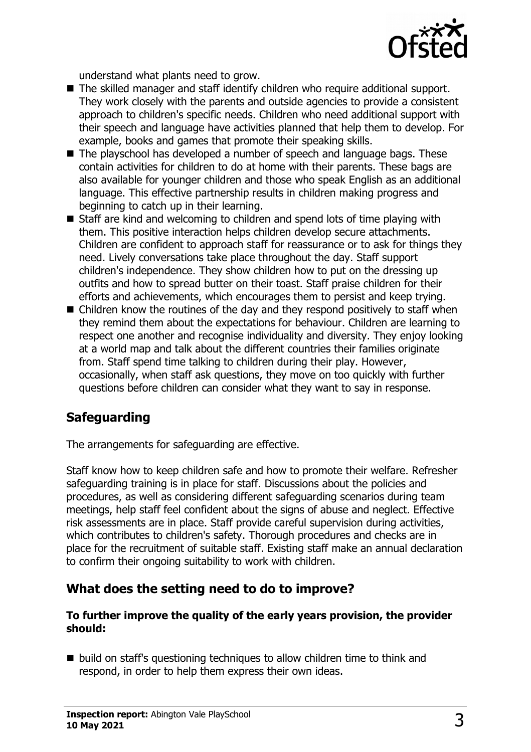understand what plants need to grow.

- The skilled manager and staff identify children who require additional support. They work closely with the parents and outside agencies to provide a consistent approach to children's specific needs. Children who need additional support with their speech and language have activities planned that help them to develop. For example, books and games that promote their speaking skills.
- The playschool has developed a number of speech and language bags. These contain activities for children to do at home with their parents. These bags are also available for younger children and those who speak English as an additional language. This effective partnership results in children making progress and beginning to catch up in their learning.
- Staff are kind and welcoming to children and spend lots of time playing with them. This positive interaction helps children develop secure attachments. Children are confident to approach staff for reassurance or to ask for things they need. Lively conversations take place throughout the day. Staff support children's independence. They show children how to put on the dressing up outfits and how to spread butter on their toast. Staff praise children for their efforts and achievements, which encourages them to persist and keep trying.
- Children know the routines of the day and they respond positively to staff when they remind them about the expectations for behaviour. Children are learning to respect one another and recognise individuality and diversity. They enjoy looking at a world map and talk about the different countries their families originate from. Staff spend time talking to children during their play. However, occasionally, when staff ask questions, they move on too quickly with further questions before children can consider what they want to say in response.

## Safeguarding

The arrangements for safeguarding are effective.

Staff know how to keep children safe and how to promote their welfare. Refresher safeguarding training is in place for staff. Discussions about the policies and procedures, as well as considering different safeguarding scenarios during team meetings, help staff feel confident about the signs of abuse and neglect. Effective risk assessments are in place. Staff provide careful supervision during activities, which contributes to children's safety. Thorough procedures and checks are in place for the recruitment of suitable staff. Existing staff make an annual declaration to confirm their ongoing suitability to work with children.

## What does the setting need to do to improve?

**To further improve the quality of the early years provision, the provider should:**

- build on staff's questioning techniques to allow children time to think and respond, in order to help them express their own ideas.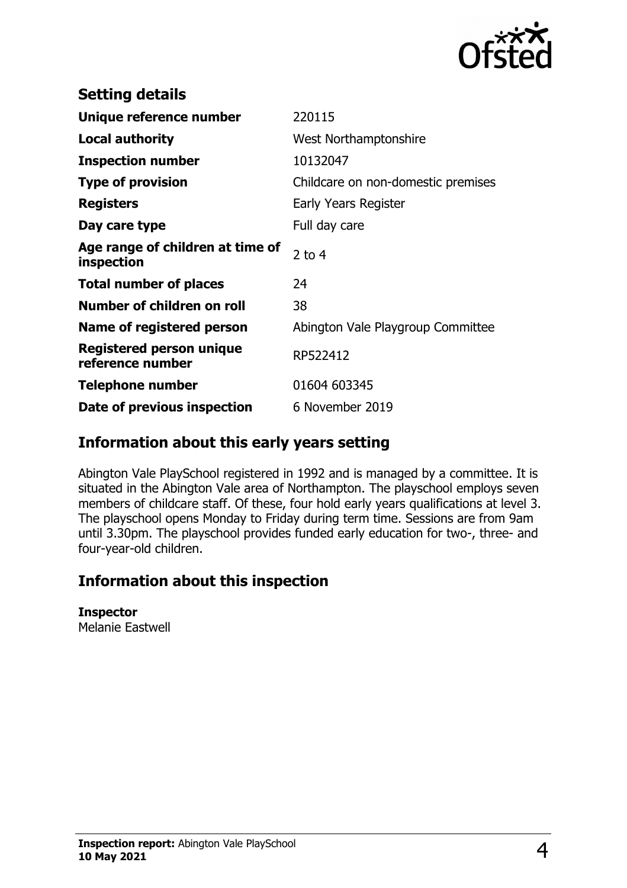## Setting details

| | |
|---|---|
| **Unique reference number** | 220115 |
| **Local authority** | West Northamptonshire |
| **Inspection number** | 10132047 |
| **Type of provision** | Childcare on non-domestic premises |
| **Registers** | Early Years Register |
| **Day care type** | Full day care |
| **Age range of children at time of inspection** | 2 to 4 |
| **Total number of places** | 24 |
| **Number of children on roll** | 38 |
| **Name of registered person** | Abington Vale Playgroup Committee |
| **Registered person unique reference number** | RP522412 |
| **Telephone number** | 01604 603345 |
| **Date of previous inspection** | 6 November 2019 |

## Information about this early years setting

Abington Vale PlaySchool registered in 1992 and is managed by a committee. It is situated in the Abington Vale area of Northampton. The playschool employs seven members of childcare staff. Of these, four hold early years qualifications at level 3. The playschool opens Monday to Friday during term time. Sessions are from 9am until 3.30pm. The playschool provides funded early education for two-, three- and four-year-old children.

## Information about this inspection

**Inspector**
Melanie Eastwell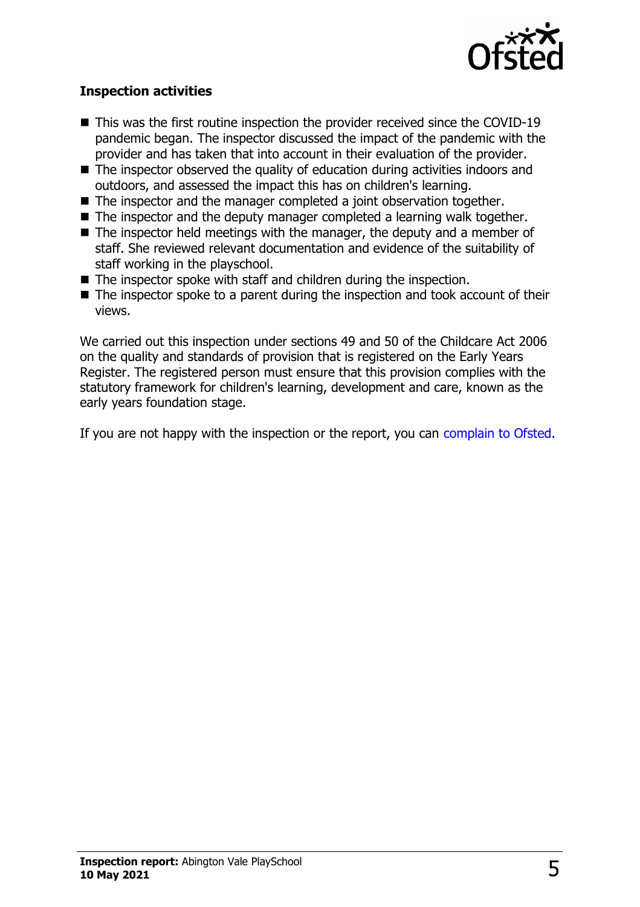### Inspection activities

- This was the first routine inspection the provider received since the COVID-19 pandemic began. The inspector discussed the impact of the pandemic with the provider and has taken that into account in their evaluation of the provider.
- The inspector observed the quality of education during activities indoors and outdoors, and assessed the impact this has on children's learning.
- The inspector and the manager completed a joint observation together.
- The inspector and the deputy manager completed a learning walk together.
- The inspector held meetings with the manager, the deputy and a member of staff. She reviewed relevant documentation and evidence of the suitability of staff working in the playschool.
- The inspector spoke with staff and children during the inspection.
- The inspector spoke to a parent during the inspection and took account of their views.

We carried out this inspection under sections 49 and 50 of the Childcare Act 2006 on the quality and standards of provision that is registered on the Early Years Register. The registered person must ensure that this provision complies with the statutory framework for children's learning, development and care, known as the early years foundation stage.

If you are not happy with the inspection or the report, you can complain to Ofsted.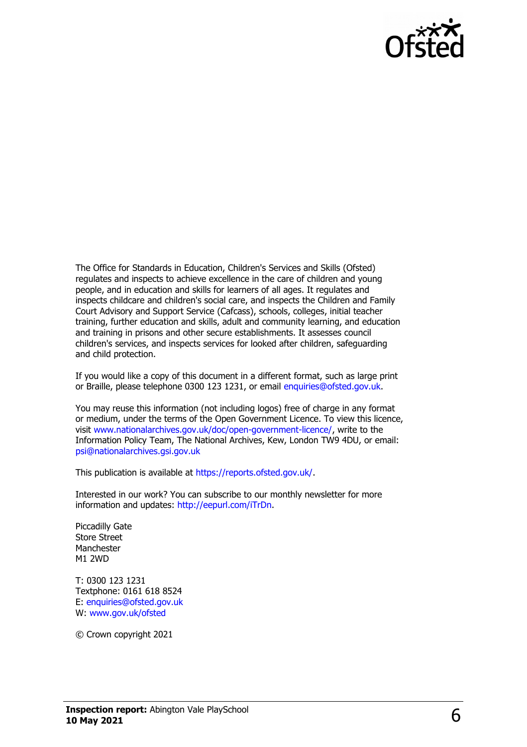The Office for Standards in Education, Children's Services and Skills (Ofsted) regulates and inspects to achieve excellence in the care of children and young people, and in education and skills for learners of all ages. It regulates and inspects childcare and children's social care, and inspects the Children and Family Court Advisory and Support Service (Cafcass), schools, colleges, initial teacher training, further education and skills, adult and community learning, and education and training in prisons and other secure establishments. It assesses council children's services, and inspects services for looked after children, safeguarding and child protection.

If you would like a copy of this document in a different format, such as large print or Braille, please telephone 0300 123 1231, or email enquiries@ofsted.gov.uk.

You may reuse this information (not including logos) free of charge in any format or medium, under the terms of the Open Government Licence. To view this licence, visit www.nationalarchives.gov.uk/doc/open-government-licence/, write to the Information Policy Team, The National Archives, Kew, London TW9 4DU, or email: psi@nationalarchives.gsi.gov.uk

This publication is available at https://reports.ofsted.gov.uk/.

Interested in our work? You can subscribe to our monthly newsletter for more information and updates: http://eepurl.com/iTrDn.

Piccadilly Gate
Store Street
Manchester
M1 2WD

T: 0300 123 1231
Textphone: 0161 618 8524
E: enquiries@ofsted.gov.uk
W: www.gov.uk/ofsted

© Crown copyright 2021